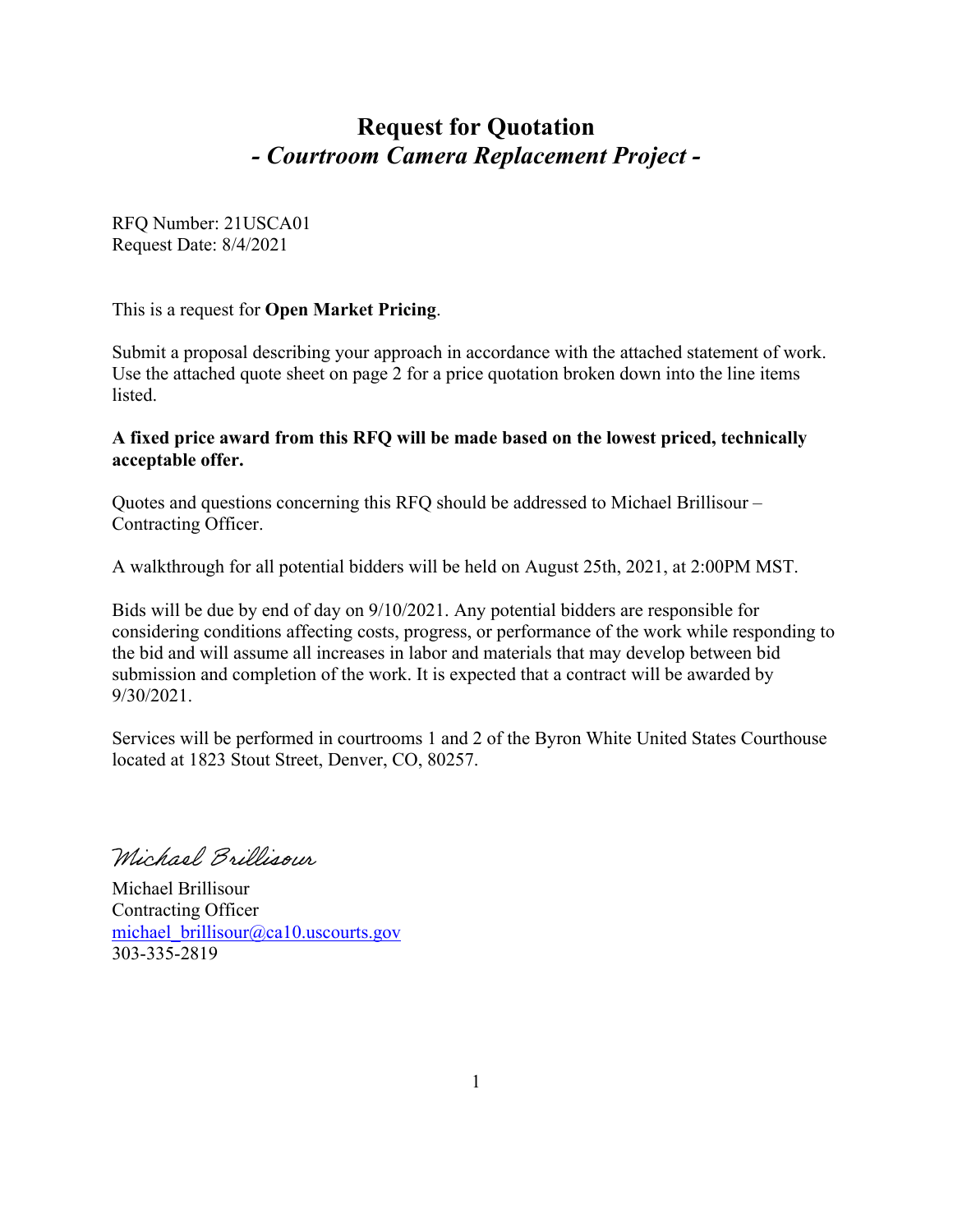# Request for Quotation
## *- Courtroom Camera Replacement Project -*

RFQ Number: 21USCA01
Request Date: 8/4/2021

This is a request for **Open Market Pricing**.

Submit a proposal describing your approach in accordance with the attached statement of work. Use the attached quote sheet on page 2 for a price quotation broken down into the line items listed.

**A fixed price award from this RFQ will be made based on the lowest priced, technically acceptable offer.**

Quotes and questions concerning this RFQ should be addressed to Michael Brillisour – Contracting Officer.

A walkthrough for all potential bidders will be held on August 25th, 2021, at 2:00PM MST.

Bids will be due by end of day on 9/10/2021. Any potential bidders are responsible for considering conditions affecting costs, progress, or performance of the work while responding to the bid and will assume all increases in labor and materials that may develop between bid submission and completion of the work. It is expected that a contract will be awarded by 9/30/2021.

Services will be performed in courtrooms 1 and 2 of the Byron White United States Courthouse located at 1823 Stout Street, Denver, CO, 80257.

*Michael Brillisour*

Michael Brillisour
Contracting Officer
michael_brillisour@ca10.uscourts.gov
303-335-2819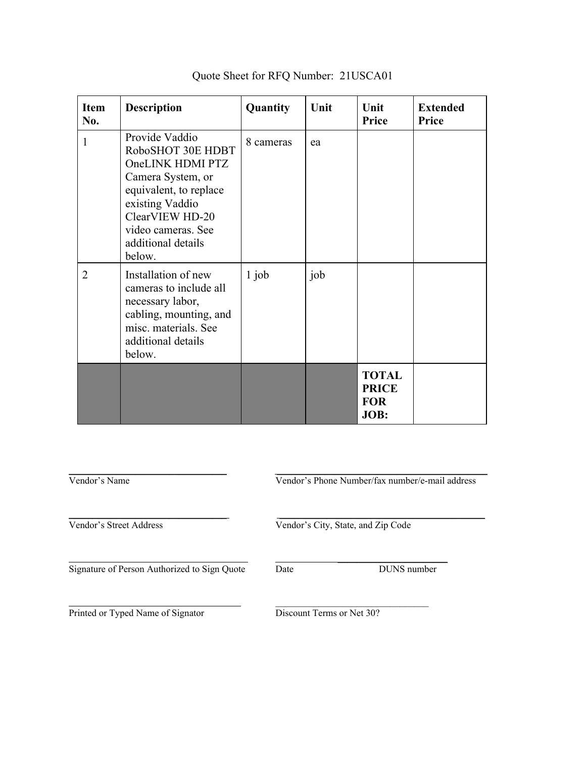Quote Sheet for RFQ Number: 21USCA01

| Item No. | Description | Quantity | Unit | Unit Price | Extended Price |
|---|---|---|---|---|---|
| 1 | Provide Vaddio RoboSHOT 30E HDBT OneLINK HDMI PTZ Camera System, or equivalent, to replace existing Vaddio ClearVIEW HD-20 video cameras. See additional details below. | 8 cameras | ea | | |
| 2 | Installation of new cameras to include all necessary labor, cabling, mounting, and misc. materials. See additional details below. | 1 job | job | | |
| | | | | **TOTAL PRICE FOR JOB:** | |

______________________________
Vendor's Name

______________________________
Vendor's Phone Number/fax number/e-mail address

______________________________
Vendor's Street Address

______________________________
Vendor's City, State, and Zip Code

______________________________
Signature of Person Authorized to Sign Quote

______________________________
Date

______________________________
DUNS number

______________________________
Printed or Typed Name of Signator

______________________________
Discount Terms or Net 30?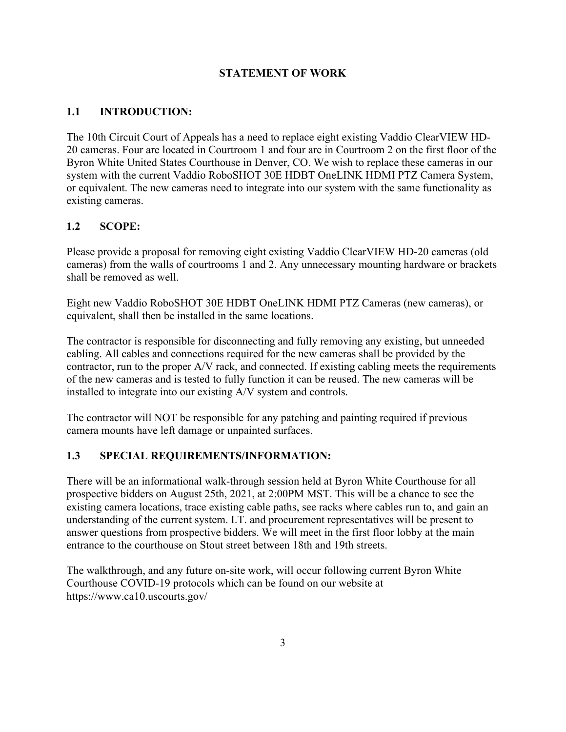# STATEMENT OF WORK

## 1.1 INTRODUCTION:

The 10th Circuit Court of Appeals has a need to replace eight existing Vaddio ClearVIEW HD-20 cameras. Four are located in Courtroom 1 and four are in Courtroom 2 on the first floor of the Byron White United States Courthouse in Denver, CO. We wish to replace these cameras in our system with the current Vaddio RoboSHOT 30E HDBT OneLINK HDMI PTZ Camera System, or equivalent. The new cameras need to integrate into our system with the same functionality as existing cameras.

## 1.2 SCOPE:

Please provide a proposal for removing eight existing Vaddio ClearVIEW HD-20 cameras (old cameras) from the walls of courtrooms 1 and 2. Any unnecessary mounting hardware or brackets shall be removed as well.

Eight new Vaddio RoboSHOT 30E HDBT OneLINK HDMI PTZ Cameras (new cameras), or equivalent, shall then be installed in the same locations.

The contractor is responsible for disconnecting and fully removing any existing, but unneeded cabling. All cables and connections required for the new cameras shall be provided by the contractor, run to the proper A/V rack, and connected. If existing cabling meets the requirements of the new cameras and is tested to fully function it can be reused. The new cameras will be installed to integrate into our existing A/V system and controls.

The contractor will NOT be responsible for any patching and painting required if previous camera mounts have left damage or unpainted surfaces.

## 1.3 SPECIAL REQUIREMENTS/INFORMATION:

There will be an informational walk-through session held at Byron White Courthouse for all prospective bidders on August 25th, 2021, at 2:00PM MST. This will be a chance to see the existing camera locations, trace existing cable paths, see racks where cables run to, and gain an understanding of the current system. I.T. and procurement representatives will be present to answer questions from prospective bidders. We will meet in the first floor lobby at the main entrance to the courthouse on Stout street between 18th and 19th streets.

The walkthrough, and any future on-site work, will occur following current Byron White Courthouse COVID-19 protocols which can be found on our website at https://www.ca10.uscourts.gov/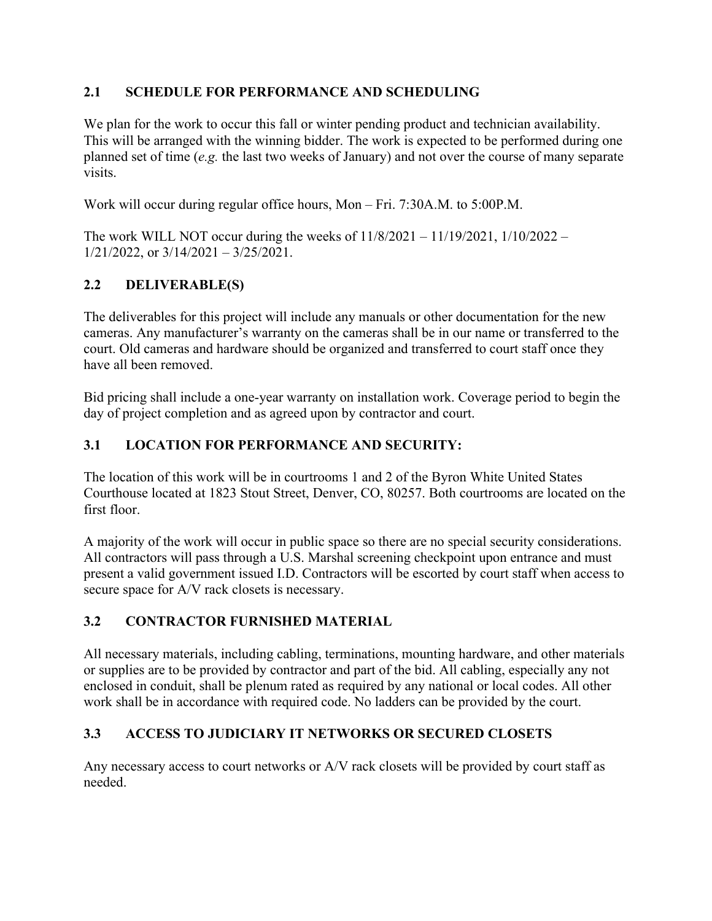## 2.1 SCHEDULE FOR PERFORMANCE AND SCHEDULING

We plan for the work to occur this fall or winter pending product and technician availability. This will be arranged with the winning bidder. The work is expected to be performed during one planned set of time (*e.g.* the last two weeks of January) and not over the course of many separate visits.

Work will occur during regular office hours, Mon – Fri. 7:30A.M. to 5:00P.M.

The work WILL NOT occur during the weeks of 11/8/2021 – 11/19/2021, 1/10/2022 – 1/21/2022, or 3/14/2021 – 3/25/2021.

## 2.2 DELIVERABLE(S)

The deliverables for this project will include any manuals or other documentation for the new cameras. Any manufacturer's warranty on the cameras shall be in our name or transferred to the court. Old cameras and hardware should be organized and transferred to court staff once they have all been removed.

Bid pricing shall include a one-year warranty on installation work. Coverage period to begin the day of project completion and as agreed upon by contractor and court.

## 3.1 LOCATION FOR PERFORMANCE AND SECURITY:

The location of this work will be in courtrooms 1 and 2 of the Byron White United States Courthouse located at 1823 Stout Street, Denver, CO, 80257. Both courtrooms are located on the first floor.

A majority of the work will occur in public space so there are no special security considerations. All contractors will pass through a U.S. Marshal screening checkpoint upon entrance and must present a valid government issued I.D. Contractors will be escorted by court staff when access to secure space for A/V rack closets is necessary.

## 3.2 CONTRACTOR FURNISHED MATERIAL

All necessary materials, including cabling, terminations, mounting hardware, and other materials or supplies are to be provided by contractor and part of the bid. All cabling, especially any not enclosed in conduit, shall be plenum rated as required by any national or local codes. All other work shall be in accordance with required code. No ladders can be provided by the court.

## 3.3 ACCESS TO JUDICIARY IT NETWORKS OR SECURED CLOSETS

Any necessary access to court networks or A/V rack closets will be provided by court staff as needed.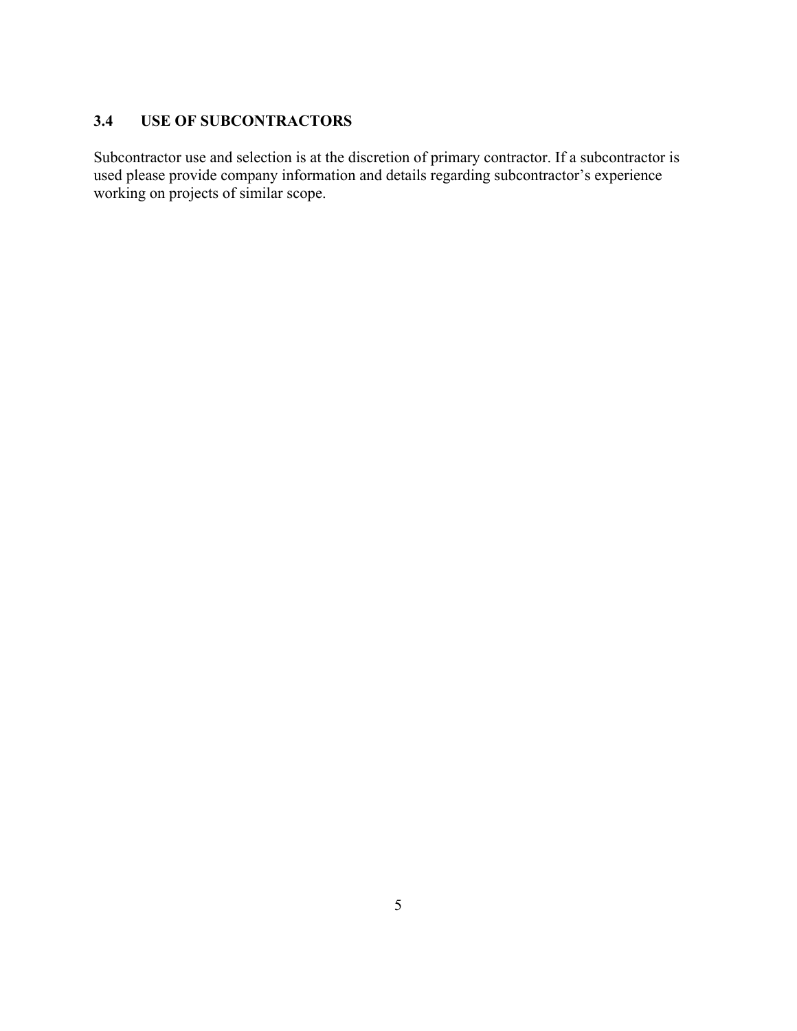### 3.4 USE OF SUBCONTRACTORS

Subcontractor use and selection is at the discretion of primary contractor. If a subcontractor is used please provide company information and details regarding subcontractor's experience working on projects of similar scope.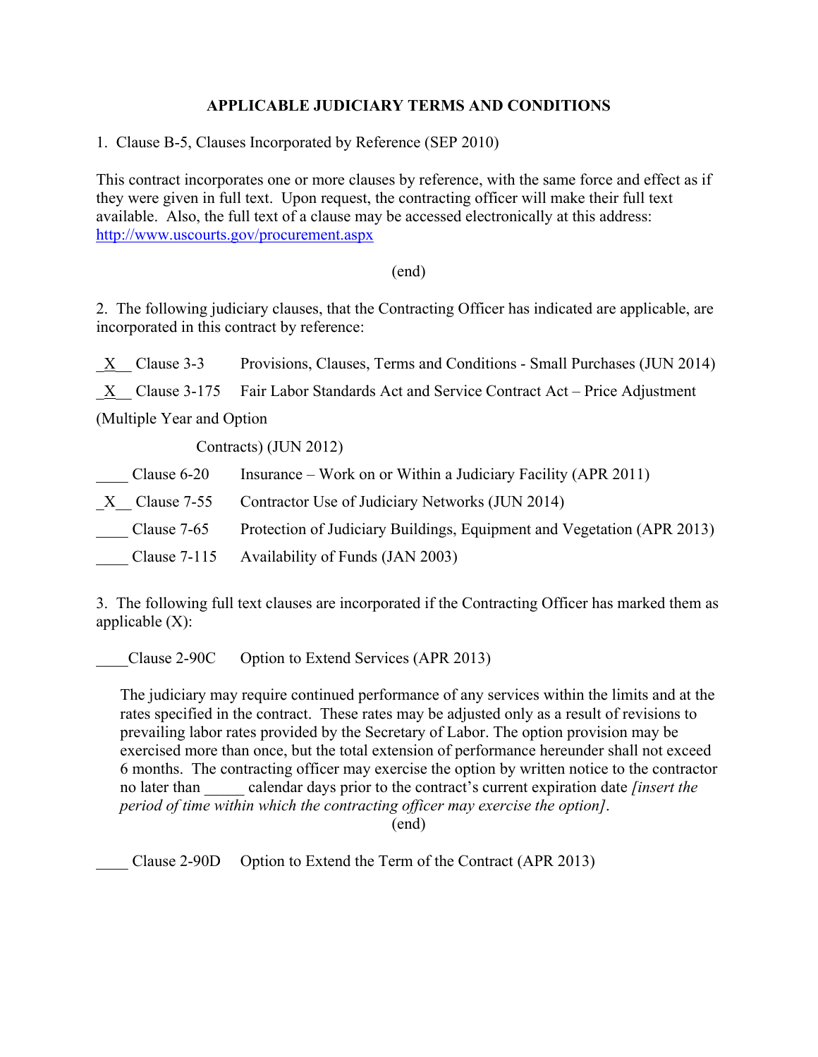**APPLICABLE JUDICIARY TERMS AND CONDITIONS**

1. Clause B-5, Clauses Incorporated by Reference (SEP 2010)

This contract incorporates one or more clauses by reference, with the same force and effect as if they were given in full text. Upon request, the contracting officer will make their full text available. Also, the full text of a clause may be accessed electronically at this address: [http://www.uscourts.gov/procurement.aspx](http://www.uscourts.gov/procurement.aspx)

(end)

2. The following judiciary clauses, that the Contracting Officer has indicated are applicable, are incorporated in this contract by reference:

_X__ Clause 3-3 Provisions, Clauses, Terms and Conditions - Small Purchases (JUN 2014)

_X__ Clause 3-175 Fair Labor Standards Act and Service Contract Act – Price Adjustment (Multiple Year and Option Contracts) (JUN 2012)

____ Clause 6-20 Insurance – Work on or Within a Judiciary Facility (APR 2011)

_X__ Clause 7-55 Contractor Use of Judiciary Networks (JUN 2014)

____ Clause 7-65 Protection of Judiciary Buildings, Equipment and Vegetation (APR 2013)

____ Clause 7-115 Availability of Funds (JAN 2003)

3. The following full text clauses are incorporated if the Contracting Officer has marked them as applicable (X):

____Clause 2-90C Option to Extend Services (APR 2013)

> The judiciary may require continued performance of any services within the limits and at the rates specified in the contract. These rates may be adjusted only as a result of revisions to prevailing labor rates provided by the Secretary of Labor. The option provision may be exercised more than once, but the total extension of performance hereunder shall not exceed 6 months. The contracting officer may exercise the option by written notice to the contractor no later than _____ calendar days prior to the contract's current expiration date *[insert the period of time within which the contracting officer may exercise the option]*.
>
> (end)

____ Clause 2-90D Option to Extend the Term of the Contract (APR 2013)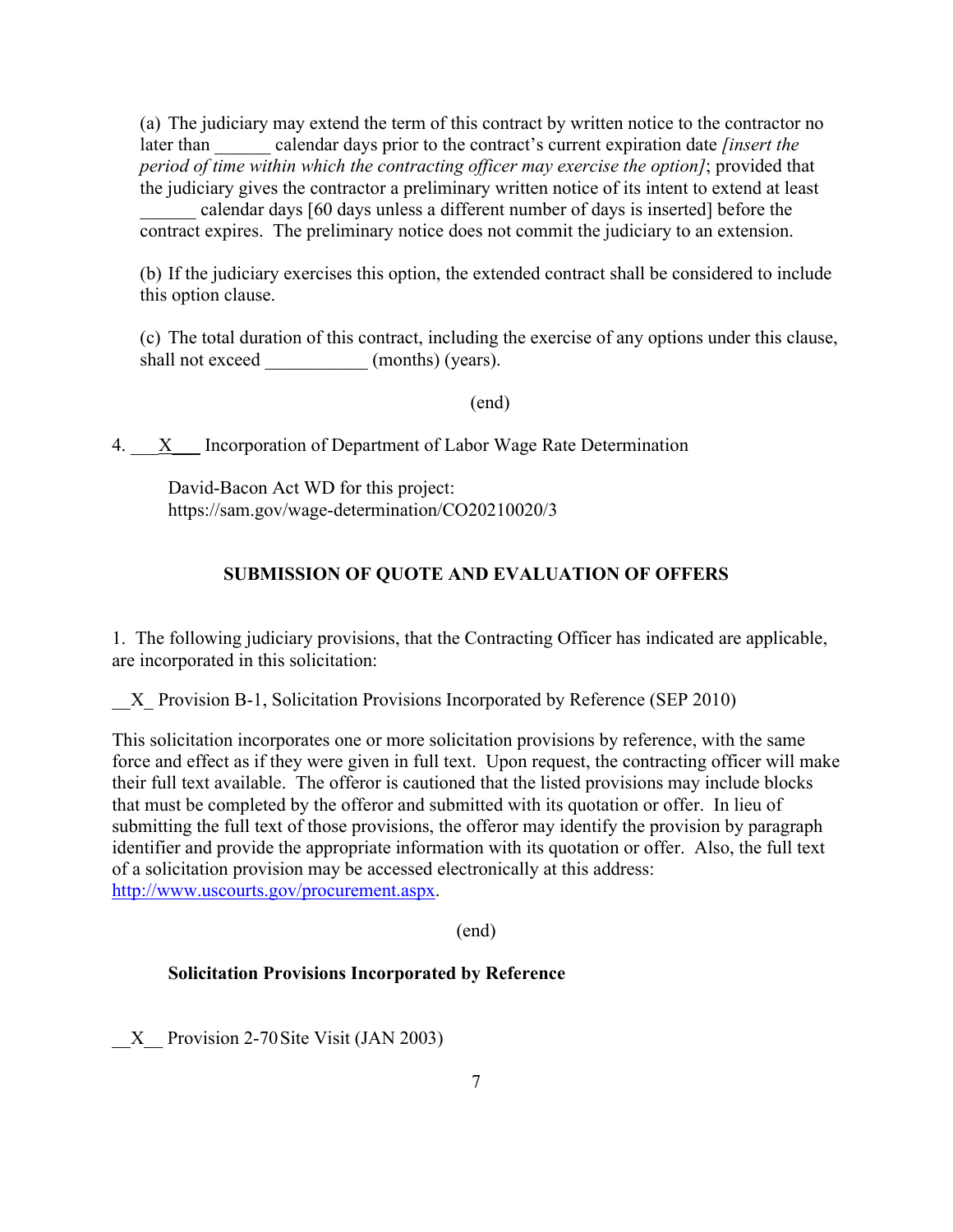(a) The judiciary may extend the term of this contract by written notice to the contractor no later than ______ calendar days prior to the contract's current expiration date *[insert the period of time within which the contracting officer may exercise the option]*; provided that the judiciary gives the contractor a preliminary written notice of its intent to extend at least ______ calendar days [60 days unless a different number of days is inserted] before the contract expires. The preliminary notice does not commit the judiciary to an extension.

(b) If the judiciary exercises this option, the extended contract shall be considered to include this option clause.

(c) The total duration of this contract, including the exercise of any options under this clause, shall not exceed ___________ (months) (years).

(end)

4. ___X___ Incorporation of Department of Labor Wage Rate Determination

David-Bacon Act WD for this project:
https://sam.gov/wage-determination/CO20210020/3

**SUBMISSION OF QUOTE AND EVALUATION OF OFFERS**

1. The following judiciary provisions, that the Contracting Officer has indicated are applicable, are incorporated in this solicitation:

__X_ Provision B-1, Solicitation Provisions Incorporated by Reference (SEP 2010)

This solicitation incorporates one or more solicitation provisions by reference, with the same force and effect as if they were given in full text. Upon request, the contracting officer will make their full text available. The offeror is cautioned that the listed provisions may include blocks that must be completed by the offeror and submitted with its quotation or offer. In lieu of submitting the full text of those provisions, the offeror may identify the provision by paragraph identifier and provide the appropriate information with its quotation or offer. Also, the full text of a solicitation provision may be accessed electronically at this address: http://www.uscourts.gov/procurement.aspx.

(end)

**Solicitation Provisions Incorporated by Reference**

__X__ Provision 2-70 Site Visit (JAN 2003)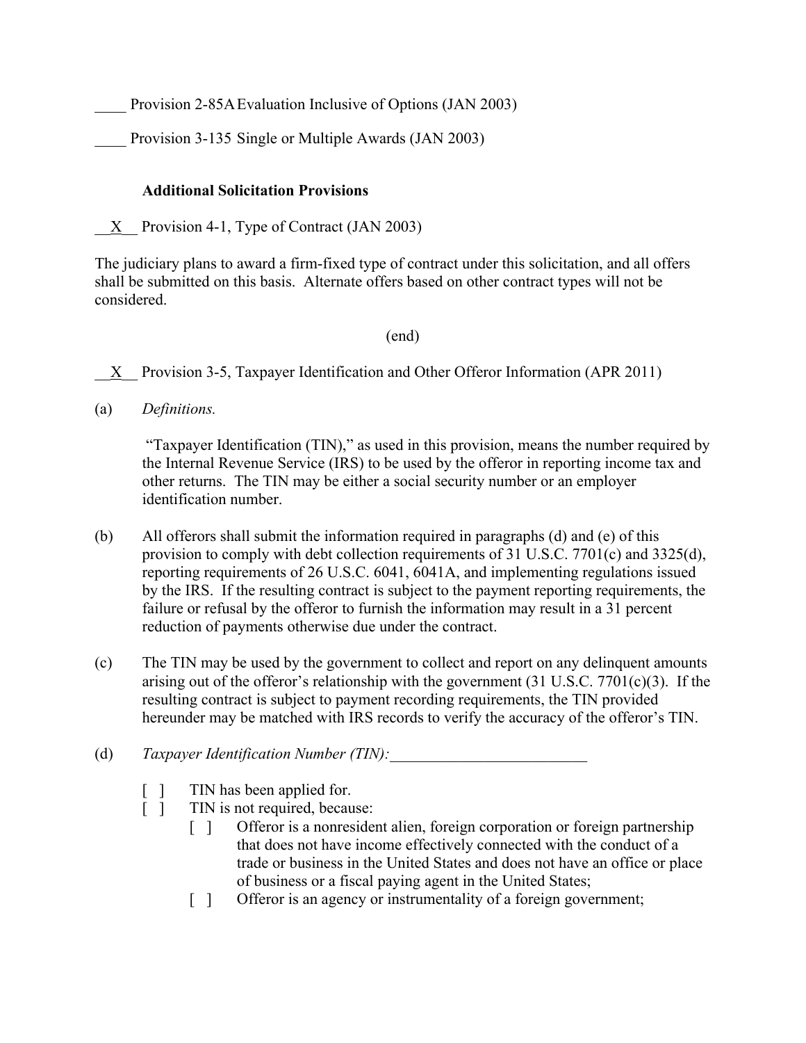____ Provision 2-85A Evaluation Inclusive of Options (JAN 2003)

____ Provision 3-135 Single or Multiple Awards (JAN 2003)

**Additional Solicitation Provisions**

__X__ Provision 4-1, Type of Contract (JAN 2003)

The judiciary plans to award a firm-fixed type of contract under this solicitation, and all offers shall be submitted on this basis. Alternate offers based on other contract types will not be considered.

(end)

__X__ Provision 3-5, Taxpayer Identification and Other Offeror Information (APR 2011)

(a) *Definitions.*

"Taxpayer Identification (TIN)," as used in this provision, means the number required by the Internal Revenue Service (IRS) to be used by the offeror in reporting income tax and other returns. The TIN may be either a social security number or an employer identification number.

(b) All offerors shall submit the information required in paragraphs (d) and (e) of this provision to comply with debt collection requirements of 31 U.S.C. 7701(c) and 3325(d), reporting requirements of 26 U.S.C. 6041, 6041A, and implementing regulations issued by the IRS. If the resulting contract is subject to the payment reporting requirements, the failure or refusal by the offeror to furnish the information may result in a 31 percent reduction of payments otherwise due under the contract.

(c) The TIN may be used by the government to collect and report on any delinquent amounts arising out of the offeror's relationship with the government (31 U.S.C. 7701(c)(3). If the resulting contract is subject to payment recording requirements, the TIN provided hereunder may be matched with IRS records to verify the accuracy of the offeror's TIN.

(d) *Taxpayer Identification Number (TIN):*_________________________

- [ ] TIN has been applied for.
- [ ] TIN is not required, because:
  - [ ] Offeror is a nonresident alien, foreign corporation or foreign partnership that does not have income effectively connected with the conduct of a trade or business in the United States and does not have an office or place of business or a fiscal paying agent in the United States;
  - [ ] Offeror is an agency or instrumentality of a foreign government;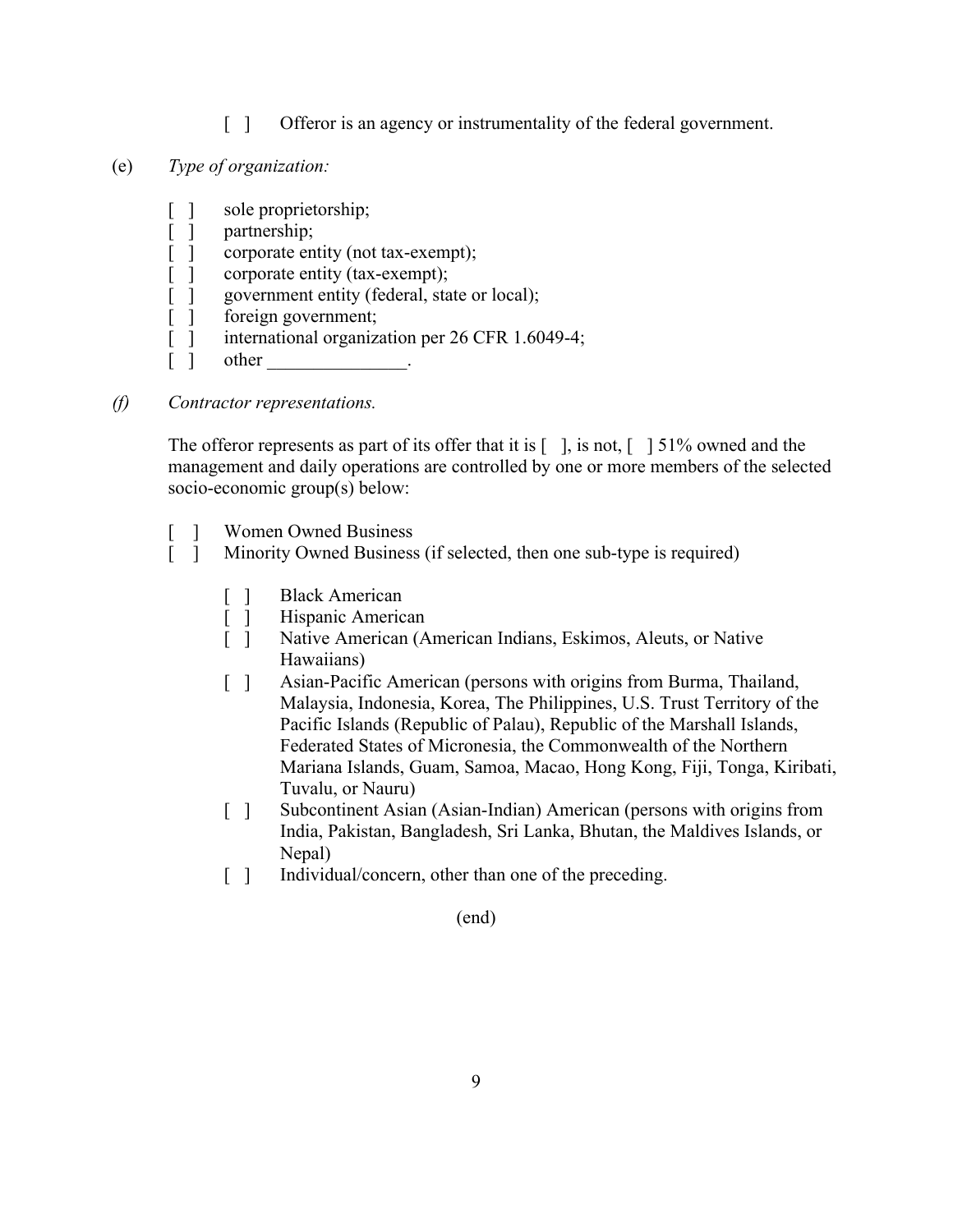[ ] Offeror is an agency or instrumentality of the federal government.

(e) *Type of organization:*

[ ] sole proprietorship;
[ ] partnership;
[ ] corporate entity (not tax-exempt);
[ ] corporate entity (tax-exempt);
[ ] government entity (federal, state or local);
[ ] foreign government;
[ ] international organization per 26 CFR 1.6049-4;
[ ] other _______________.

*(f) Contractor representations.*

The offeror represents as part of its offer that it is [ ], is not, [ ] 51% owned and the management and daily operations are controlled by one or more members of the selected socio-economic group(s) below:

[ ] Women Owned Business
[ ] Minority Owned Business (if selected, then one sub-type is required)

  [ ] Black American
  [ ] Hispanic American
  [ ] Native American (American Indians, Eskimos, Aleuts, or Native Hawaiians)
  [ ] Asian-Pacific American (persons with origins from Burma, Thailand, Malaysia, Indonesia, Korea, The Philippines, U.S. Trust Territory of the Pacific Islands (Republic of Palau), Republic of the Marshall Islands, Federated States of Micronesia, the Commonwealth of the Northern Mariana Islands, Guam, Samoa, Macao, Hong Kong, Fiji, Tonga, Kiribati, Tuvalu, or Nauru)
  [ ] Subcontinent Asian (Asian-Indian) American (persons with origins from India, Pakistan, Bangladesh, Sri Lanka, Bhutan, the Maldives Islands, or Nepal)
  [ ] Individual/concern, other than one of the preceding.

(end)